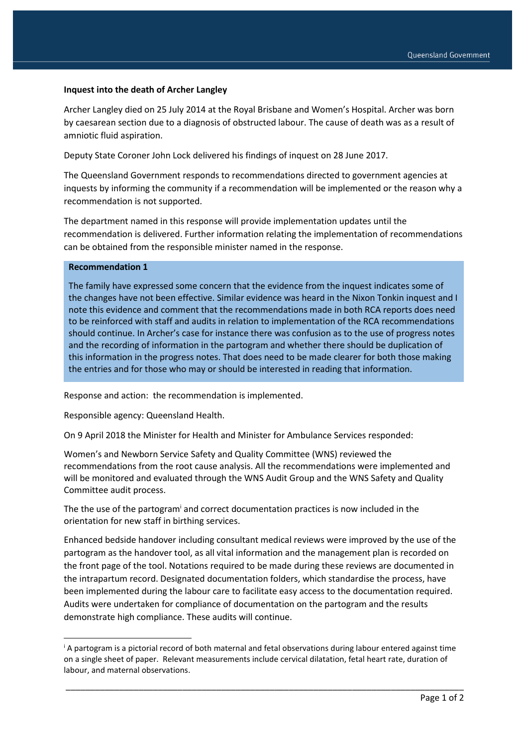**Inquest into the death of Archer Langley**

Archer Langley died on 25 July 2014 at the Royal Brisbane and Women's Hospital. Archer was born by caesarean section due to a diagnosis of obstructed labour. The cause of death was as a result of amniotic fluid aspiration.

Deputy State Coroner John Lock delivered his findings of inquest on 28 June 2017.

The Queensland Government responds to recommendations directed to government agencies at inquests by informing the community if a recommendation will be implemented or the reason why a recommendation is not supported.

The department named in this response will provide implementation updates until the recommendation is delivered. Further information relating the implementation of recommendations can be obtained from the responsible minister named in the response.

**Recommendation 1**

The family have expressed some concern that the evidence from the inquest indicates some of the changes have not been effective. Similar evidence was heard in the Nixon Tonkin inquest and I note this evidence and comment that the recommendations made in both RCA reports does need to be reinforced with staff and audits in relation to implementation of the RCA recommendations should continue. In Archer's case for instance there was confusion as to the use of progress notes and the recording of information in the partogram and whether there should be duplication of this information in the progress notes. That does need to be made clearer for both those making the entries and for those who may or should be interested in reading that information.

Response and action: the recommendation is implemented.

Responsible agency: Queensland Health.

On 9 April 2018 the Minister for Health and Minister for Ambulance Services responded:

Women's and Newborn Service Safety and Quality Committee (WNS) reviewed the recommendations from the root cause analysis. All the recommendations were implemented and will be monitored and evaluated through the WNS Audit Group and the WNS Safety and Quality Committee audit process.

The the use of the partogram[i] and correct documentation practices is now included in the orientation for new staff in birthing services.

Enhanced bedside handover including consultant medical reviews were improved by the use of the partogram as the handover tool, as all vital information and the management plan is recorded on the front page of the tool. Notations required to be made during these reviews are documented in the intrapartum record. Designated documentation folders, which standardise the process, have been implemented during the labour care to facilitate easy access to the documentation required. Audits were undertaken for compliance of documentation on the partogram and the results demonstrate high compliance. These audits will continue.

---

[i] A partogram is a pictorial record of both maternal and fetal observations during labour entered against time on a single sheet of paper. Relevant measurements include cervical dilatation, fetal heart rate, duration of labour, and maternal observations.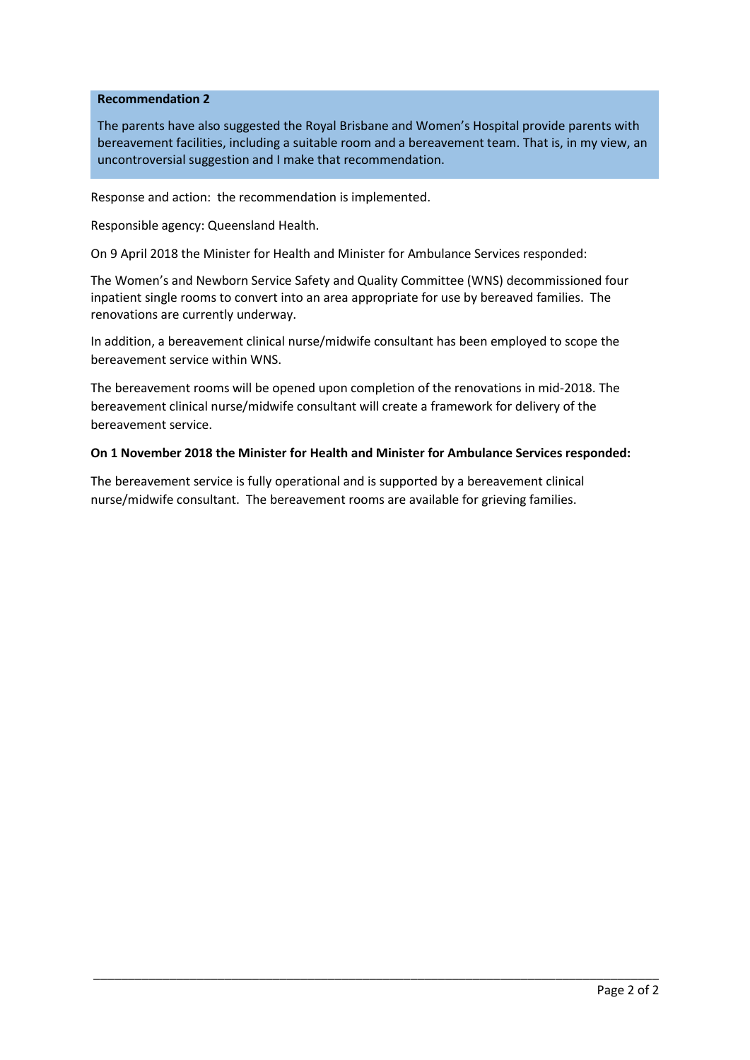**Recommendation 2**

The parents have also suggested the Royal Brisbane and Women's Hospital provide parents with bereavement facilities, including a suitable room and a bereavement team. That is, in my view, an uncontroversial suggestion and I make that recommendation.

Response and action: the recommendation is implemented.

Responsible agency: Queensland Health.

On 9 April 2018 the Minister for Health and Minister for Ambulance Services responded:

The Women's and Newborn Service Safety and Quality Committee (WNS) decommissioned four inpatient single rooms to convert into an area appropriate for use by bereaved families. The renovations are currently underway.

In addition, a bereavement clinical nurse/midwife consultant has been employed to scope the bereavement service within WNS.

The bereavement rooms will be opened upon completion of the renovations in mid-2018. The bereavement clinical nurse/midwife consultant will create a framework for delivery of the bereavement service.

**On 1 November 2018 the Minister for Health and Minister for Ambulance Services responded:**

The bereavement service is fully operational and is supported by a bereavement clinical nurse/midwife consultant. The bereavement rooms are available for grieving families.